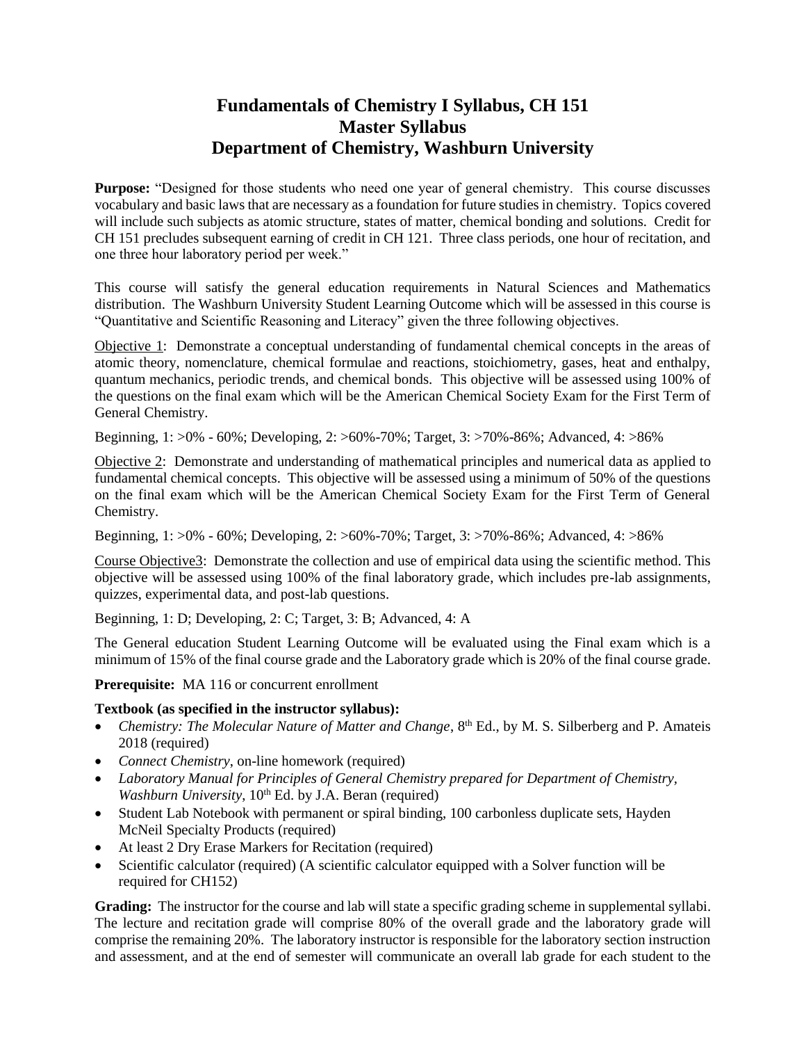# Fundamentals of Chemistry I Syllabus, CH 151
# Master Syllabus
# Department of Chemistry, Washburn University

**Purpose:** "Designed for those students who need one year of general chemistry. This course discusses vocabulary and basic laws that are necessary as a foundation for future studies in chemistry. Topics covered will include such subjects as atomic structure, states of matter, chemical bonding and solutions. Credit for CH 151 precludes subsequent earning of credit in CH 121. Three class periods, one hour of recitation, and one three hour laboratory period per week."

This course will satisfy the general education requirements in Natural Sciences and Mathematics distribution. The Washburn University Student Learning Outcome which will be assessed in this course is "Quantitative and Scientific Reasoning and Literacy" given the three following objectives.

Objective 1: Demonstrate a conceptual understanding of fundamental chemical concepts in the areas of atomic theory, nomenclature, chemical formulae and reactions, stoichiometry, gases, heat and enthalpy, quantum mechanics, periodic trends, and chemical bonds. This objective will be assessed using 100% of the questions on the final exam which will be the American Chemical Society Exam for the First Term of General Chemistry.

Beginning, 1: >0% - 60%; Developing, 2: >60%-70%; Target, 3: >70%-86%; Advanced, 4: >86%

Objective 2: Demonstrate and understanding of mathematical principles and numerical data as applied to fundamental chemical concepts. This objective will be assessed using a minimum of 50% of the questions on the final exam which will be the American Chemical Society Exam for the First Term of General Chemistry.

Beginning, 1: >0% - 60%; Developing, 2: >60%-70%; Target, 3: >70%-86%; Advanced, 4: >86%

Course Objective3: Demonstrate the collection and use of empirical data using the scientific method. This objective will be assessed using 100% of the final laboratory grade, which includes pre-lab assignments, quizzes, experimental data, and post-lab questions.

Beginning, 1: D; Developing, 2: C; Target, 3: B; Advanced, 4: A

The General education Student Learning Outcome will be evaluated using the Final exam which is a minimum of 15% of the final course grade and the Laboratory grade which is 20% of the final course grade.

**Prerequisite:** MA 116 or concurrent enrollment

**Textbook (as specified in the instructor syllabus):**

- *Chemistry: The Molecular Nature of Matter and Change*, 8th Ed., by M. S. Silberberg and P. Amateis 2018 (required)
- *Connect Chemistry*, on-line homework (required)
- *Laboratory Manual for Principles of General Chemistry prepared for Department of Chemistry, Washburn University*, 10th Ed. by J.A. Beran (required)
- Student Lab Notebook with permanent or spiral binding, 100 carbonless duplicate sets, Hayden McNeil Specialty Products (required)
- At least 2 Dry Erase Markers for Recitation (required)
- Scientific calculator (required) (A scientific calculator equipped with a Solver function will be required for CH152)

**Grading:** The instructor for the course and lab will state a specific grading scheme in supplemental syllabi. The lecture and recitation grade will comprise 80% of the overall grade and the laboratory grade will comprise the remaining 20%. The laboratory instructor is responsible for the laboratory section instruction and assessment, and at the end of semester will communicate an overall lab grade for each student to the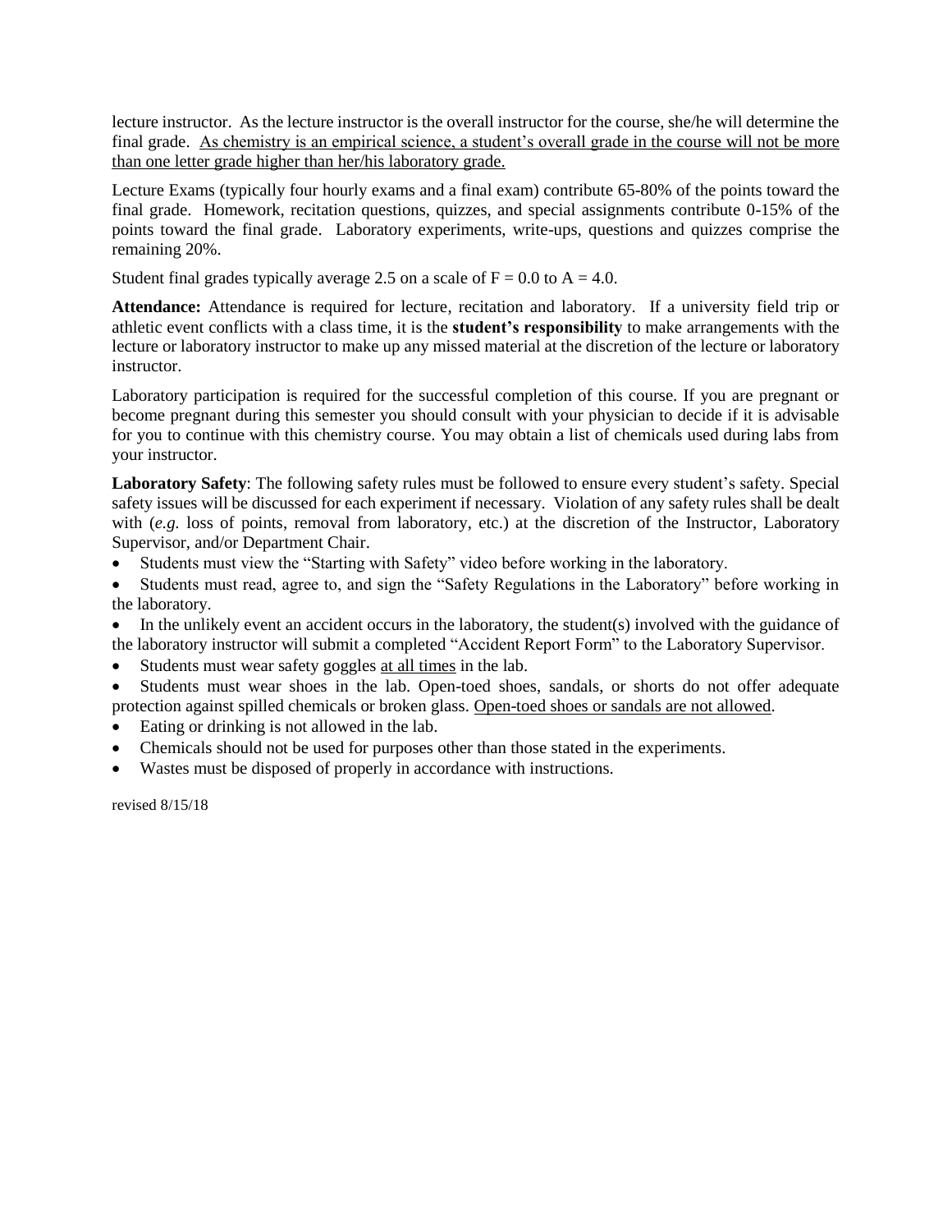lecture instructor. As the lecture instructor is the overall instructor for the course, she/he will determine the final grade. As chemistry is an empirical science, a student's overall grade in the course will not be more than one letter grade higher than her/his laboratory grade.

Lecture Exams (typically four hourly exams and a final exam) contribute 65-80% of the points toward the final grade. Homework, recitation questions, quizzes, and special assignments contribute 0-15% of the points toward the final grade. Laboratory experiments, write-ups, questions and quizzes comprise the remaining 20%.

Student final grades typically average 2.5 on a scale of F = 0.0 to A = 4.0.

**Attendance:** Attendance is required for lecture, recitation and laboratory. If a university field trip or athletic event conflicts with a class time, it is the **student's responsibility** to make arrangements with the lecture or laboratory instructor to make up any missed material at the discretion of the lecture or laboratory instructor.

Laboratory participation is required for the successful completion of this course. If you are pregnant or become pregnant during this semester you should consult with your physician to decide if it is advisable for you to continue with this chemistry course. You may obtain a list of chemicals used during labs from your instructor.

**Laboratory Safety**: The following safety rules must be followed to ensure every student's safety. Special safety issues will be discussed for each experiment if necessary. Violation of any safety rules shall be dealt with (*e.g.* loss of points, removal from laboratory, etc.) at the discretion of the Instructor, Laboratory Supervisor, and/or Department Chair.

- Students must view the "Starting with Safety" video before working in the laboratory.
- Students must read, agree to, and sign the "Safety Regulations in the Laboratory" before working in the laboratory.
- In the unlikely event an accident occurs in the laboratory, the student(s) involved with the guidance of the laboratory instructor will submit a completed "Accident Report Form" to the Laboratory Supervisor.
- Students must wear safety goggles at all times in the lab.
- Students must wear shoes in the lab. Open-toed shoes, sandals, or shorts do not offer adequate protection against spilled chemicals or broken glass. Open-toed shoes or sandals are not allowed.
- Eating or drinking is not allowed in the lab.
- Chemicals should not be used for purposes other than those stated in the experiments.
- Wastes must be disposed of properly in accordance with instructions.

revised 8/15/18